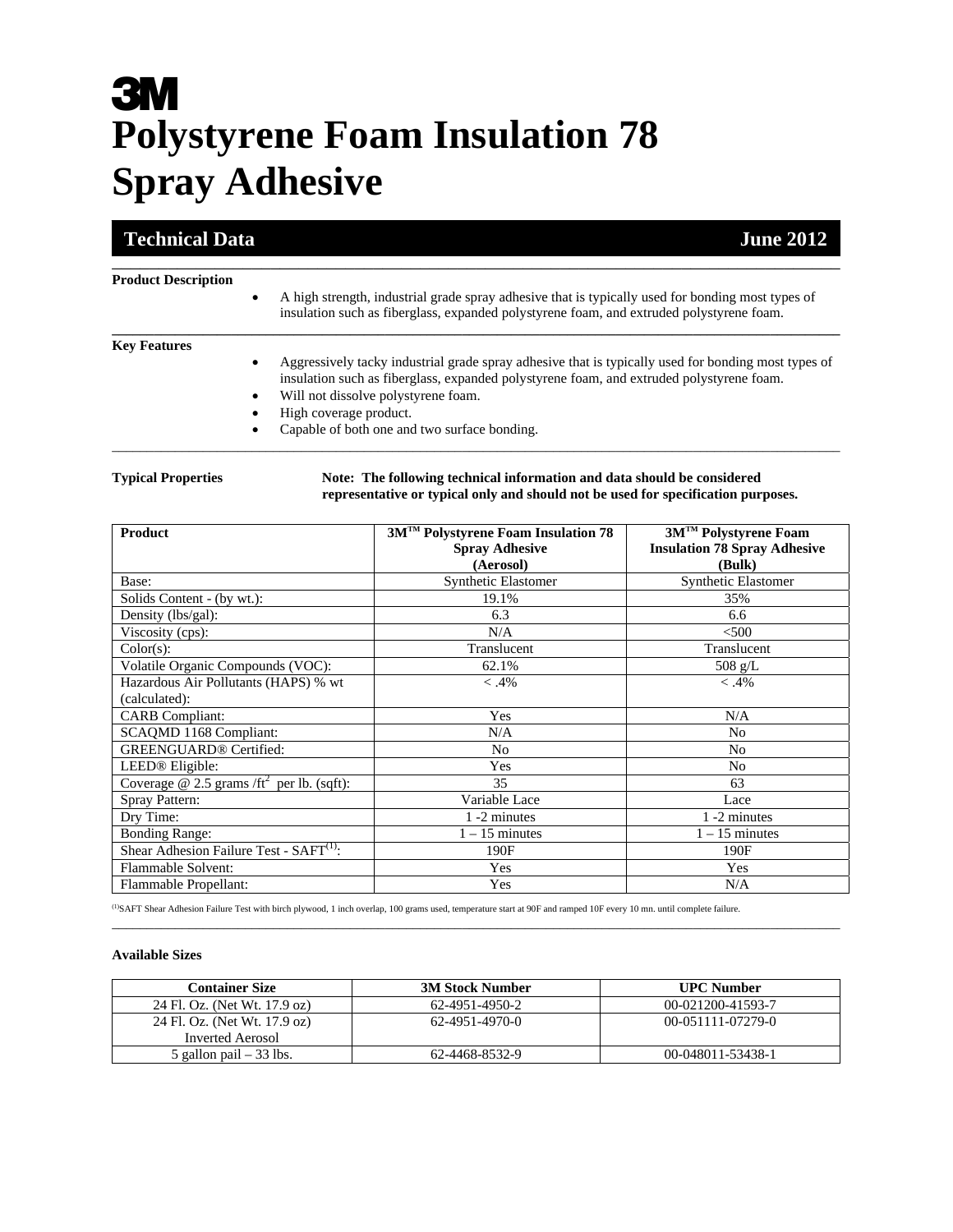# 3M

# Polystyrene Foam Insulation 78 Spray Adhesive

## Technical Data — June 2012

### Product Description

- A high strength, industrial grade spray adhesive that is typically used for bonding most types of insulation such as fiberglass, expanded polystyrene foam, and extruded polystyrene foam.

### Key Features

- Aggressively tacky industrial grade spray adhesive that is typically used for bonding most types of insulation such as fiberglass, expanded polystyrene foam, and extruded polystyrene foam.
- Will not dissolve polystyrene foam.
- High coverage product.
- Capable of both one and two surface bonding.

### Typical Properties

**Note: The following technical information and data should be considered representative or typical only and should not be used for specification purposes.**

| Product | 3M™ Polystyrene Foam Insulation 78 Spray Adhesive (Aerosol) | 3M™ Polystyrene Foam Insulation 78 Spray Adhesive (Bulk) |
|---|---|---|
| Base: | Synthetic Elastomer | Synthetic Elastomer |
| Solids Content - (by wt.): | 19.1% | 35% |
| Density (lbs/gal): | 6.3 | 6.6 |
| Viscosity (cps): | N/A | <500 |
| Color(s): | Translucent | Translucent |
| Volatile Organic Compounds (VOC): | 62.1% | 508 g/L |
| Hazardous Air Pollutants (HAPS) % wt (calculated): | < .4% | < .4% |
| CARB Compliant: | Yes | N/A |
| SCAQMD 1168 Compliant: | N/A | No |
| GREENGUARD® Certified: | No | No |
| LEED® Eligible: | Yes | No |
| Coverage @ 2.5 grams /$ft^2$ per lb. (sqft): | 35 | 63 |
| Spray Pattern: | Variable Lace | Lace |
| Dry Time: | 1 -2 minutes | 1 -2 minutes |
| Bonding Range: | 1 – 15 minutes | 1 – 15 minutes |
| Shear Adhesion Failure Test - SAFT[1]: | 190F | 190F |
| Flammable Solvent: | Yes | Yes |
| Flammable Propellant: | Yes | N/A |

[1]SAFT Shear Adhesion Failure Test with birch plywood, 1 inch overlap, 100 grams used, temperature start at 90F and ramped 10F every 10 mn. until complete failure.

### Available Sizes

| Container Size | 3M Stock Number | UPC Number |
|---|---|---|
| 24 Fl. Oz. (Net Wt. 17.9 oz) | 62-4951-4950-2 | 00-021200-41593-7 |
| 24 Fl. Oz. (Net Wt. 17.9 oz) Inverted Aerosol | 62-4951-4970-0 | 00-051111-07279-0 |
| 5 gallon pail – 33 lbs. | 62-4468-8532-9 | 00-048011-53438-1 |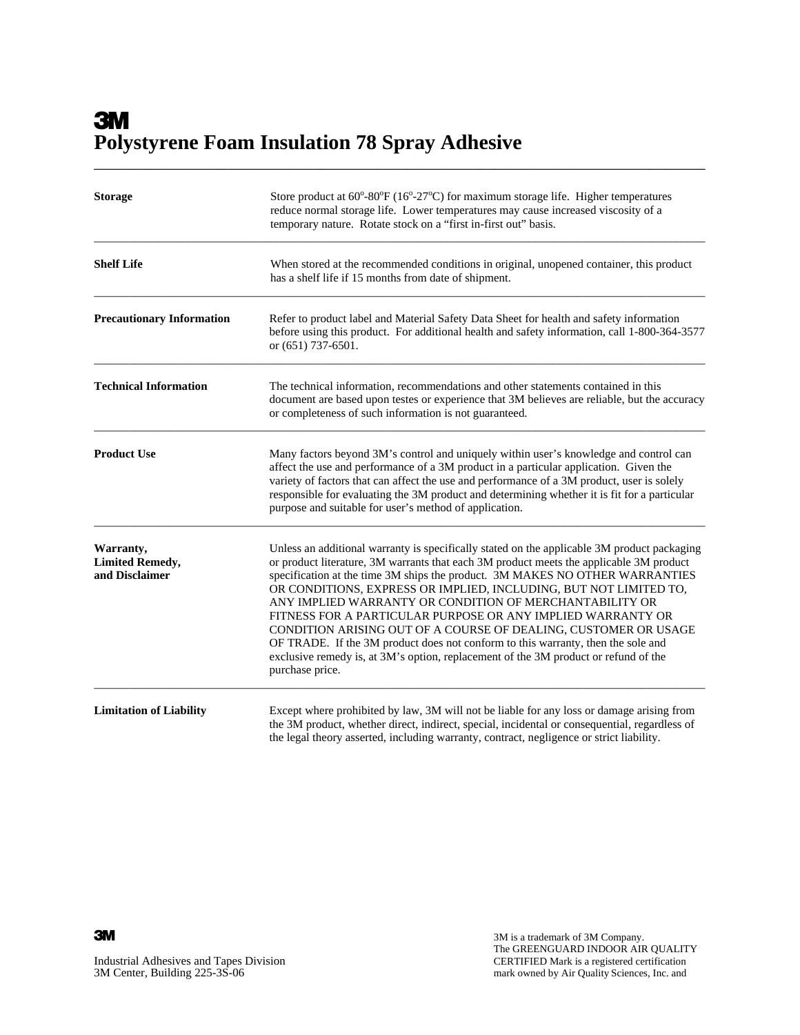3M

# Polystyrene Foam Insulation 78 Spray Adhesive

---

**Storage**

Store product at 60°-80°F (16°-27°C) for maximum storage life. Higher temperatures reduce normal storage life. Lower temperatures may cause increased viscosity of a temporary nature. Rotate stock on a "first in-first out" basis.

---

**Shelf Life**

When stored at the recommended conditions in original, unopened container, this product has a shelf life if 15 months from date of shipment.

---

**Precautionary Information**

Refer to product label and Material Safety Data Sheet for health and safety information before using this product. For additional health and safety information, call 1-800-364-3577 or (651) 737-6501.

---

**Technical Information**

The technical information, recommendations and other statements contained in this document are based upon testes or experience that 3M believes are reliable, but the accuracy or completeness of such information is not guaranteed.

---

**Product Use**

Many factors beyond 3M's control and uniquely within user's knowledge and control can affect the use and performance of a 3M product in a particular application. Given the variety of factors that can affect the use and performance of a 3M product, user is solely responsible for evaluating the 3M product and determining whether it is fit for a particular purpose and suitable for user's method of application.

---

**Warranty, Limited Remedy, and Disclaimer**

Unless an additional warranty is specifically stated on the applicable 3M product packaging or product literature, 3M warrants that each 3M product meets the applicable 3M product specification at the time 3M ships the product. 3M MAKES NO OTHER WARRANTIES OR CONDITIONS, EXPRESS OR IMPLIED, INCLUDING, BUT NOT LIMITED TO, ANY IMPLIED WARRANTY OR CONDITION OF MERCHANTABILITY OR FITNESS FOR A PARTICULAR PURPOSE OR ANY IMPLIED WARRANTY OR CONDITION ARISING OUT OF A COURSE OF DEALING, CUSTOMER OR USAGE OF TRADE. If the 3M product does not conform to this warranty, then the sole and exclusive remedy is, at 3M's option, replacement of the 3M product or refund of the purchase price.

---

**Limitation of Liability**

Except where prohibited by law, 3M will not be liable for any loss or damage arising from the 3M product, whether direct, indirect, special, incidental or consequential, regardless of the legal theory asserted, including warranty, contract, negligence or strict liability.

3M

Industrial Adhesives and Tapes Division
3M Center, Building 225-3S-06

3M is a trademark of 3M Company.
The GREENGUARD INDOOR AIR QUALITY CERTIFIED Mark is a registered certification mark owned by Air Quality Sciences, Inc. and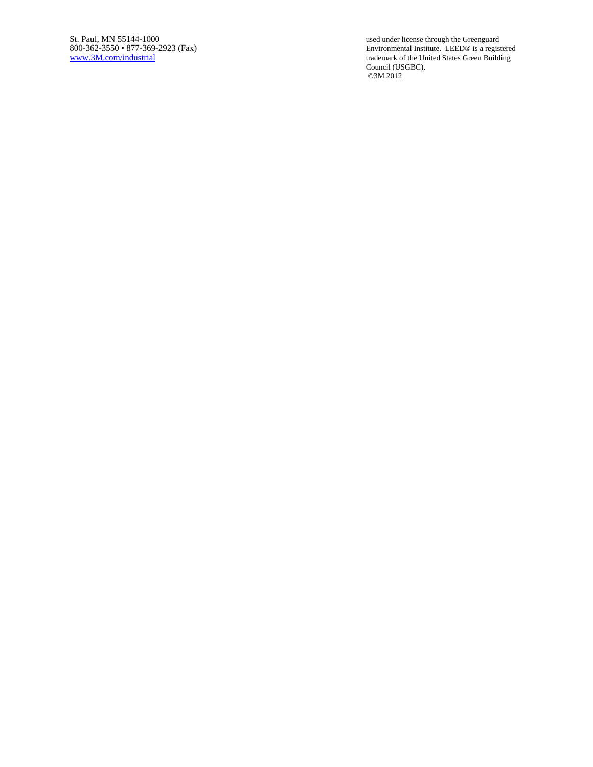St. Paul, MN 55144-1000
800-362-3550 • 877-369-2923 (Fax)
www.3M.com/industrial

used under license through the Greenguard Environmental Institute. LEED® is a registered trademark of the United States Green Building Council (USGBC).
©3M 2012